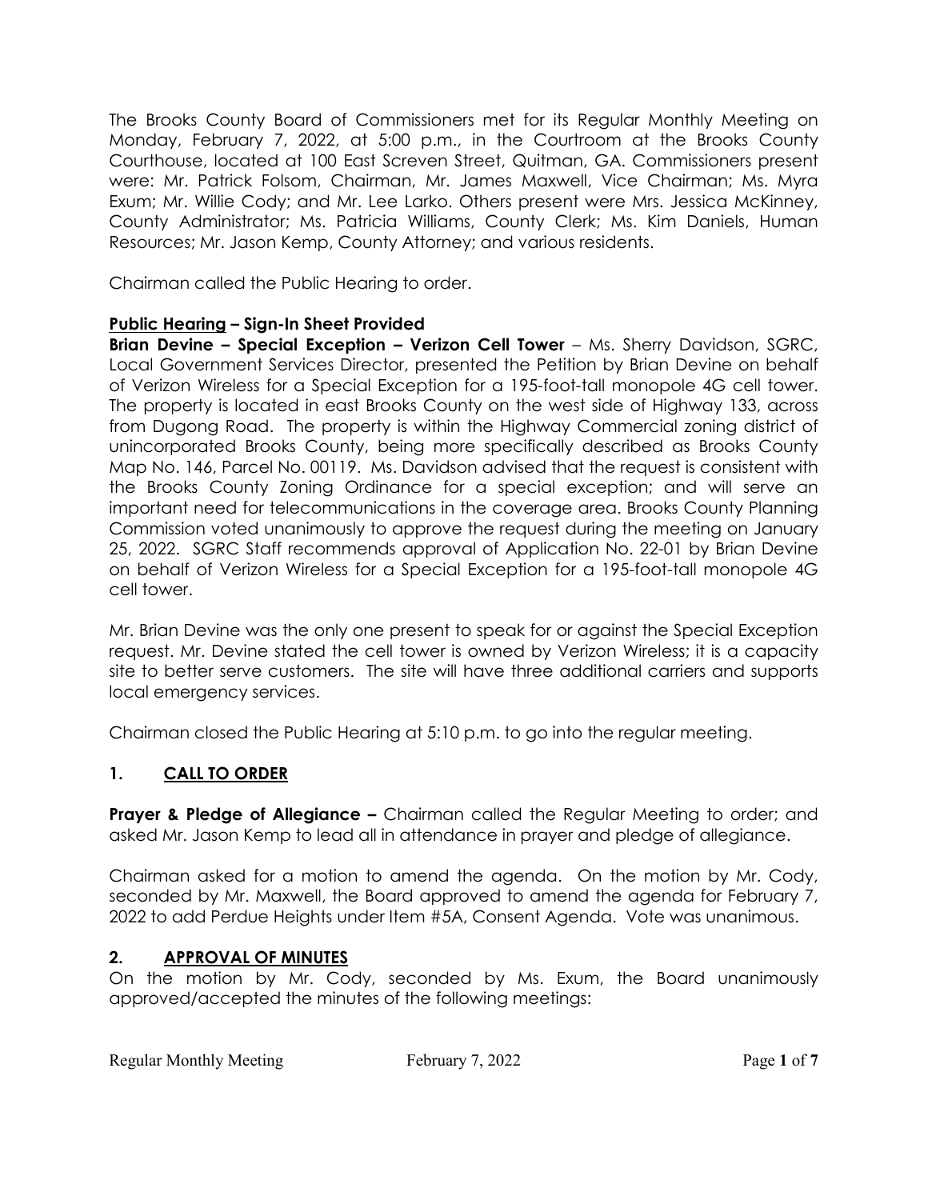The Brooks County Board of Commissioners met for its Regular Monthly Meeting on Monday, February 7, 2022, at 5:00 p.m., in the Courtroom at the Brooks County Courthouse, located at 100 East Screven Street, Quitman, GA. Commissioners present were: Mr. Patrick Folsom, Chairman, Mr. James Maxwell, Vice Chairman; Ms. Myra Exum; Mr. Willie Cody; and Mr. Lee Larko. Others present were Mrs. Jessica McKinney, County Administrator; Ms. Patricia Williams, County Clerk; Ms. Kim Daniels, Human Resources; Mr. Jason Kemp, County Attorney; and various residents.

Chairman called the Public Hearing to order.

**Public Hearing – Sign-In Sheet Provided**

**Brian Devine – Special Exception – Verizon Cell Tower** – Ms. Sherry Davidson, SGRC, Local Government Services Director, presented the Petition by Brian Devine on behalf of Verizon Wireless for a Special Exception for a 195-foot-tall monopole 4G cell tower. The property is located in east Brooks County on the west side of Highway 133, across from Dugong Road. The property is within the Highway Commercial zoning district of unincorporated Brooks County, being more specifically described as Brooks County Map No. 146, Parcel No. 00119. Ms. Davidson advised that the request is consistent with the Brooks County Zoning Ordinance for a special exception; and will serve an important need for telecommunications in the coverage area. Brooks County Planning Commission voted unanimously to approve the request during the meeting on January 25, 2022. SGRC Staff recommends approval of Application No. 22-01 by Brian Devine on behalf of Verizon Wireless for a Special Exception for a 195-foot-tall monopole 4G cell tower.

Mr. Brian Devine was the only one present to speak for or against the Special Exception request. Mr. Devine stated the cell tower is owned by Verizon Wireless; it is a capacity site to better serve customers. The site will have three additional carriers and supports local emergency services.

Chairman closed the Public Hearing at 5:10 p.m. to go into the regular meeting.

## 1. CALL TO ORDER

**Prayer & Pledge of Allegiance –** Chairman called the Regular Meeting to order; and asked Mr. Jason Kemp to lead all in attendance in prayer and pledge of allegiance.

Chairman asked for a motion to amend the agenda. On the motion by Mr. Cody, seconded by Mr. Maxwell, the Board approved to amend the agenda for February 7, 2022 to add Perdue Heights under Item #5A, Consent Agenda. Vote was unanimous.

## 2. APPROVAL OF MINUTES

On the motion by Mr. Cody, seconded by Ms. Exum, the Board unanimously approved/accepted the minutes of the following meetings: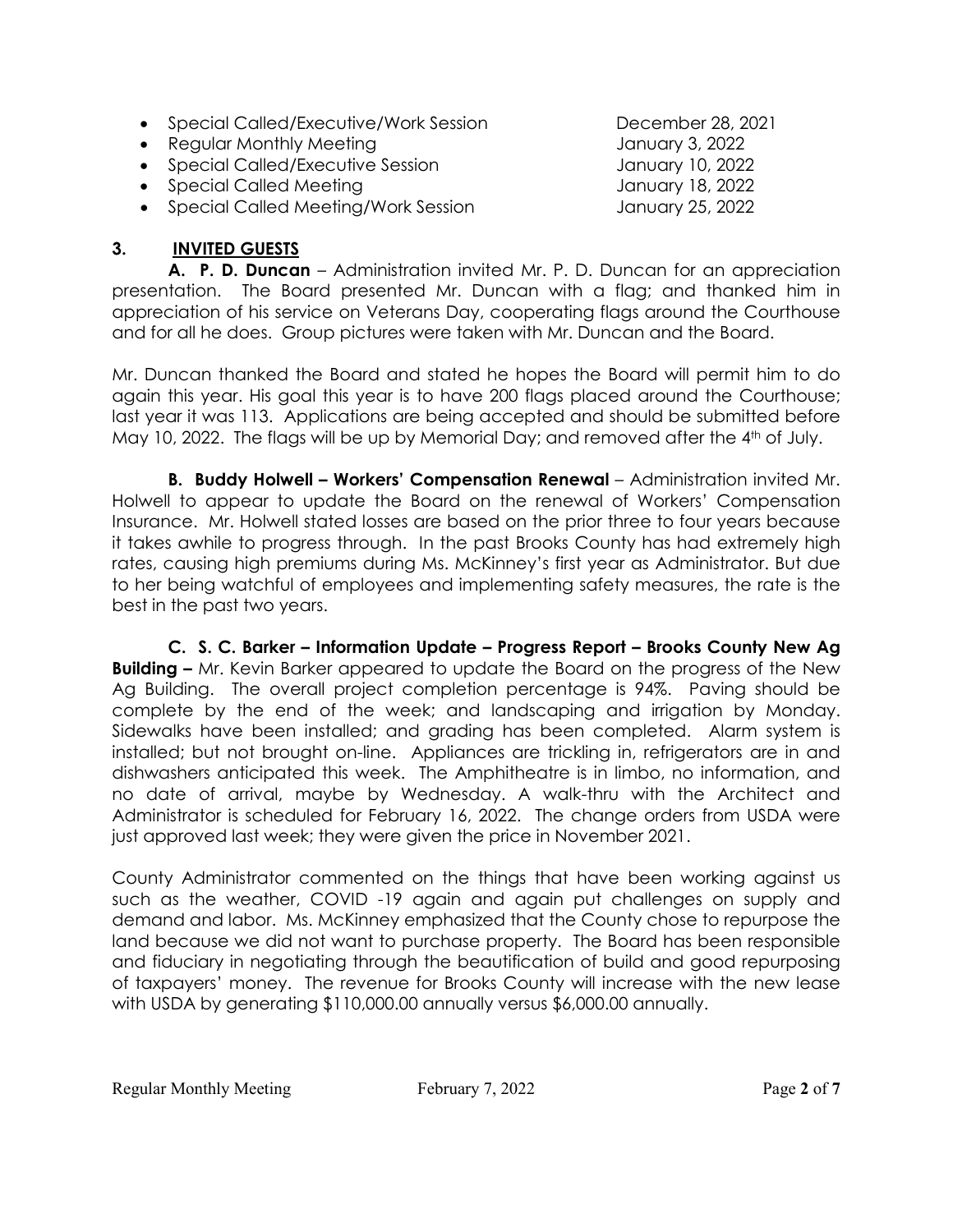- Special Called/Executive/Work Session December 28, 2021
- Regular Monthly Meeting January 3, 2022
- Special Called/Executive Session January 10, 2022
- Special Called Meeting January 18, 2022
- Special Called Meeting/Work Session January 25, 2022

## 3. INVITED GUESTS

**A. P. D. Duncan** – Administration invited Mr. P. D. Duncan for an appreciation presentation. The Board presented Mr. Duncan with a flag; and thanked him in appreciation of his service on Veterans Day, cooperating flags around the Courthouse and for all he does. Group pictures were taken with Mr. Duncan and the Board.

Mr. Duncan thanked the Board and stated he hopes the Board will permit him to do again this year. His goal this year is to have 200 flags placed around the Courthouse; last year it was 113. Applications are being accepted and should be submitted before May 10, 2022. The flags will be up by Memorial Day; and removed after the 4th of July.

**B. Buddy Holwell – Workers' Compensation Renewal** – Administration invited Mr. Holwell to appear to update the Board on the renewal of Workers' Compensation Insurance. Mr. Holwell stated losses are based on the prior three to four years because it takes awhile to progress through. In the past Brooks County has had extremely high rates, causing high premiums during Ms. McKinney's first year as Administrator. But due to her being watchful of employees and implementing safety measures, the rate is the best in the past two years.

**C. S. C. Barker – Information Update – Progress Report – Brooks County New Ag Building –** Mr. Kevin Barker appeared to update the Board on the progress of the New Ag Building. The overall project completion percentage is 94%. Paving should be complete by the end of the week; and landscaping and irrigation by Monday. Sidewalks have been installed; and grading has been completed. Alarm system is installed; but not brought on-line. Appliances are trickling in, refrigerators are in and dishwashers anticipated this week. The Amphitheatre is in limbo, no information, and no date of arrival, maybe by Wednesday. A walk-thru with the Architect and Administrator is scheduled for February 16, 2022. The change orders from USDA were just approved last week; they were given the price in November 2021.

County Administrator commented on the things that have been working against us such as the weather, COVID -19 again and again put challenges on supply and demand and labor. Ms. McKinney emphasized that the County chose to repurpose the land because we did not want to purchase property. The Board has been responsible and fiduciary in negotiating through the beautification of build and good repurposing of taxpayers' money. The revenue for Brooks County will increase with the new lease with USDA by generating $110,000.00 annually versus $6,000.00 annually.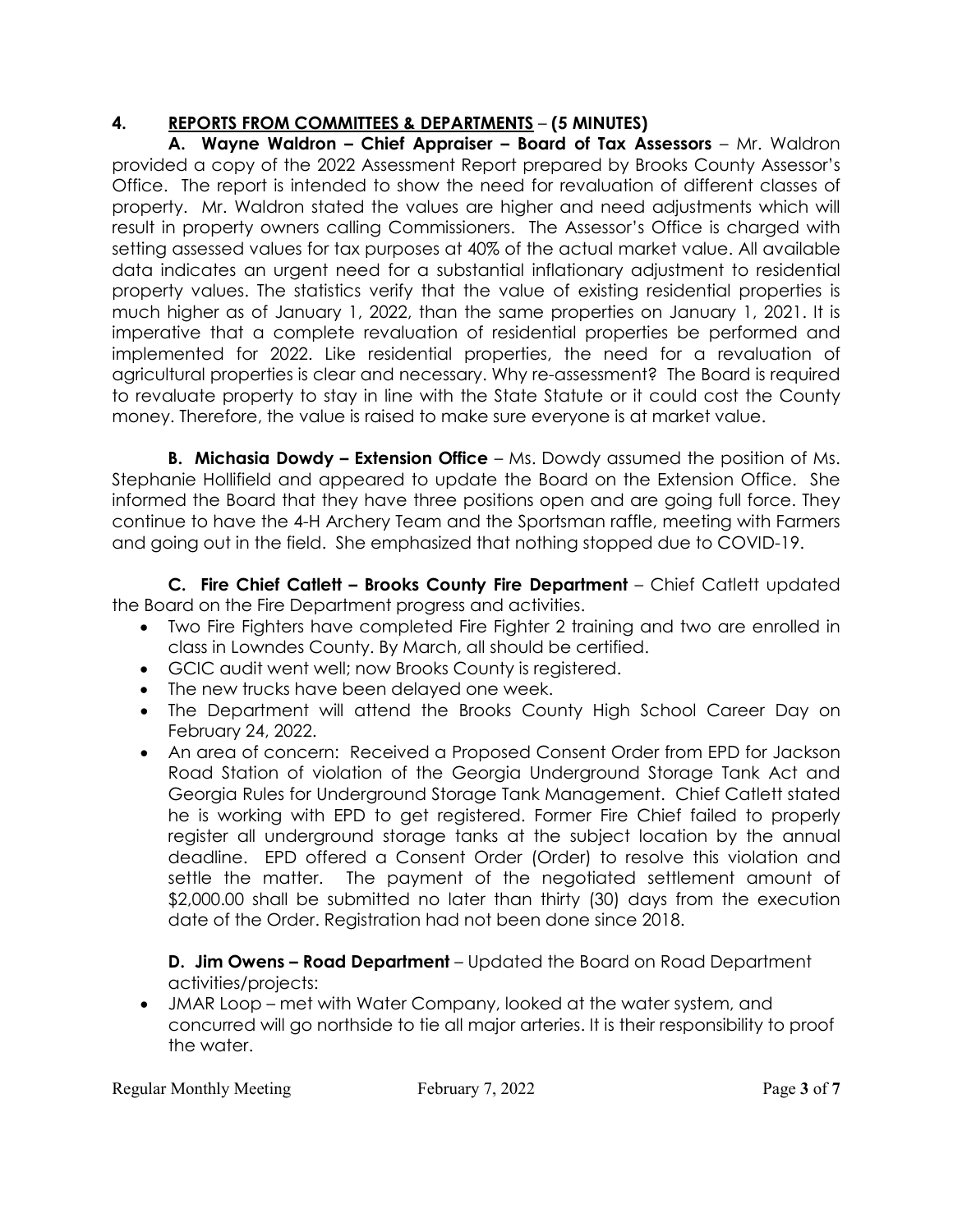## 4. <u>REPORTS FROM COMMITTEES & DEPARTMENTS</u> – (5 MINUTES)

**A. Wayne Waldron – Chief Appraiser – Board of Tax Assessors** – Mr. Waldron provided a copy of the 2022 Assessment Report prepared by Brooks County Assessor's Office. The report is intended to show the need for revaluation of different classes of property. Mr. Waldron stated the values are higher and need adjustments which will result in property owners calling Commissioners. The Assessor's Office is charged with setting assessed values for tax purposes at 40% of the actual market value. All available data indicates an urgent need for a substantial inflationary adjustment to residential property values. The statistics verify that the value of existing residential properties is much higher as of January 1, 2022, than the same properties on January 1, 2021. It is imperative that a complete revaluation of residential properties be performed and implemented for 2022. Like residential properties, the need for a revaluation of agricultural properties is clear and necessary. Why re-assessment? The Board is required to revaluate property to stay in line with the State Statute or it could cost the County money. Therefore, the value is raised to make sure everyone is at market value.

**B. Michasia Dowdy – Extension Office** – Ms. Dowdy assumed the position of Ms. Stephanie Hollifield and appeared to update the Board on the Extension Office. She informed the Board that they have three positions open and are going full force. They continue to have the 4-H Archery Team and the Sportsman raffle, meeting with Farmers and going out in the field. She emphasized that nothing stopped due to COVID-19.

**C. Fire Chief Catlett – Brooks County Fire Department** – Chief Catlett updated the Board on the Fire Department progress and activities.

- Two Fire Fighters have completed Fire Fighter 2 training and two are enrolled in class in Lowndes County. By March, all should be certified.
- GCIC audit went well; now Brooks County is registered.
- The new trucks have been delayed one week.
- The Department will attend the Brooks County High School Career Day on February 24, 2022.
- An area of concern: Received a Proposed Consent Order from EPD for Jackson Road Station of violation of the Georgia Underground Storage Tank Act and Georgia Rules for Underground Storage Tank Management. Chief Catlett stated he is working with EPD to get registered. Former Fire Chief failed to properly register all underground storage tanks at the subject location by the annual deadline. EPD offered a Consent Order (Order) to resolve this violation and settle the matter. The payment of the negotiated settlement amount of $2,000.00 shall be submitted no later than thirty (30) days from the execution date of the Order. Registration had not been done since 2018.

**D. Jim Owens – Road Department** – Updated the Board on Road Department activities/projects:

- JMAR Loop – met with Water Company, looked at the water system, and concurred will go northside to tie all major arteries. It is their responsibility to proof the water.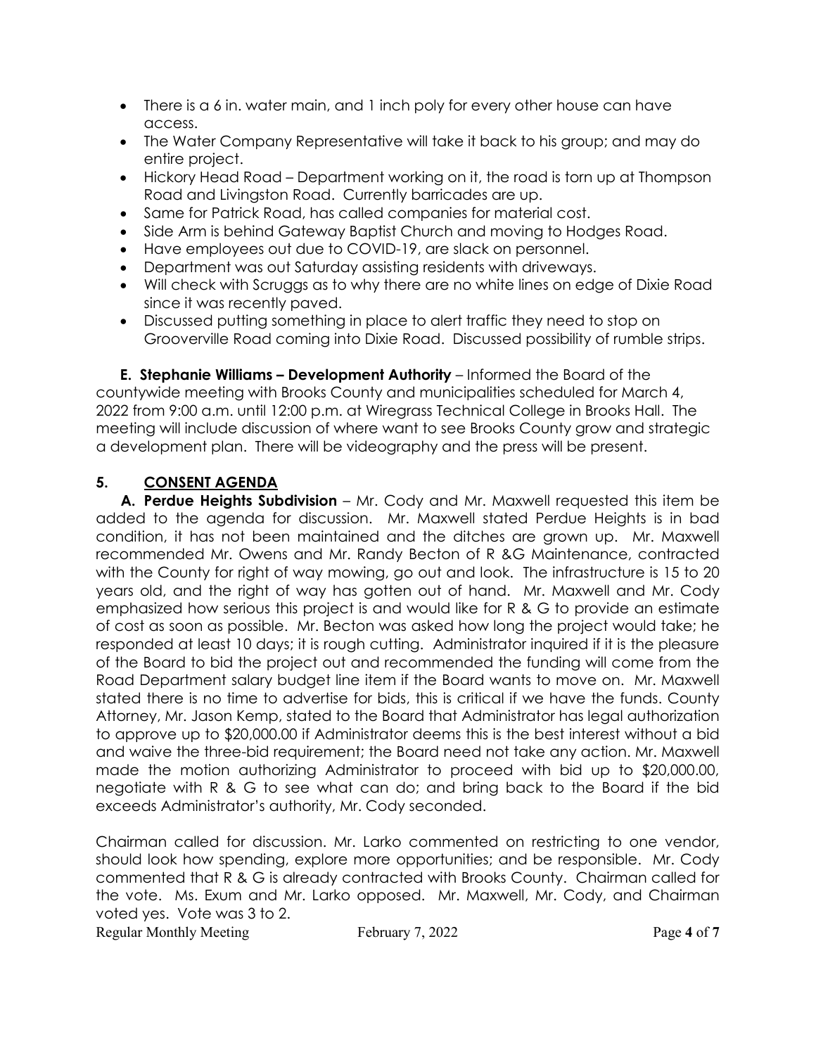- There is a 6 in. water main, and 1 inch poly for every other house can have access.
- The Water Company Representative will take it back to his group; and may do entire project.
- Hickory Head Road – Department working on it, the road is torn up at Thompson Road and Livingston Road. Currently barricades are up.
- Same for Patrick Road, has called companies for material cost.
- Side Arm is behind Gateway Baptist Church and moving to Hodges Road.
- Have employees out due to COVID-19, are slack on personnel.
- Department was out Saturday assisting residents with driveways.
- Will check with Scruggs as to why there are no white lines on edge of Dixie Road since it was recently paved.
- Discussed putting something in place to alert traffic they need to stop on Grooverville Road coming into Dixie Road. Discussed possibility of rumble strips.

**E. Stephanie Williams – Development Authority** – Informed the Board of the countywide meeting with Brooks County and municipalities scheduled for March 4, 2022 from 9:00 a.m. until 12:00 p.m. at Wiregrass Technical College in Brooks Hall. The meeting will include discussion of where want to see Brooks County grow and strategic a development plan. There will be videography and the press will be present.

## 5. CONSENT AGENDA

**A. Perdue Heights Subdivision** – Mr. Cody and Mr. Maxwell requested this item be added to the agenda for discussion. Mr. Maxwell stated Perdue Heights is in bad condition, it has not been maintained and the ditches are grown up. Mr. Maxwell recommended Mr. Owens and Mr. Randy Becton of R &G Maintenance, contracted with the County for right of way mowing, go out and look. The infrastructure is 15 to 20 years old, and the right of way has gotten out of hand. Mr. Maxwell and Mr. Cody emphasized how serious this project is and would like for R & G to provide an estimate of cost as soon as possible. Mr. Becton was asked how long the project would take; he responded at least 10 days; it is rough cutting. Administrator inquired if it is the pleasure of the Board to bid the project out and recommended the funding will come from the Road Department salary budget line item if the Board wants to move on. Mr. Maxwell stated there is no time to advertise for bids, this is critical if we have the funds. County Attorney, Mr. Jason Kemp, stated to the Board that Administrator has legal authorization to approve up to $20,000.00 if Administrator deems this is the best interest without a bid and waive the three-bid requirement; the Board need not take any action. Mr. Maxwell made the motion authorizing Administrator to proceed with bid up to $20,000.00, negotiate with R & G to see what can do; and bring back to the Board if the bid exceeds Administrator's authority, Mr. Cody seconded.

Chairman called for discussion. Mr. Larko commented on restricting to one vendor, should look how spending, explore more opportunities; and be responsible. Mr. Cody commented that R & G is already contracted with Brooks County. Chairman called for the vote. Ms. Exum and Mr. Larko opposed. Mr. Maxwell, Mr. Cody, and Chairman voted yes. Vote was 3 to 2.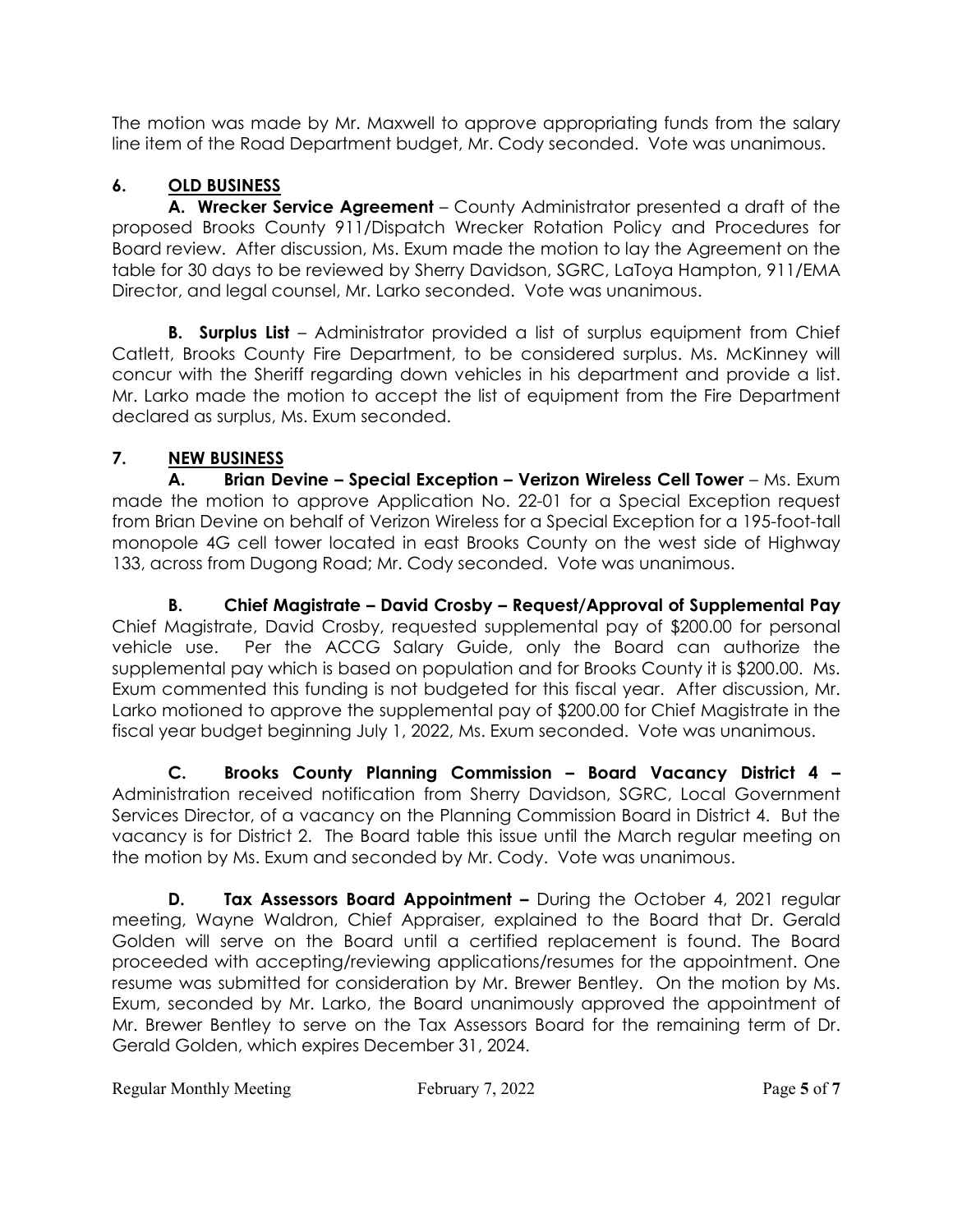The motion was made by Mr. Maxwell to approve appropriating funds from the salary line item of the Road Department budget, Mr. Cody seconded. Vote was unanimous.

## 6. OLD BUSINESS

**A. Wrecker Service Agreement** – County Administrator presented a draft of the proposed Brooks County 911/Dispatch Wrecker Rotation Policy and Procedures for Board review. After discussion, Ms. Exum made the motion to lay the Agreement on the table for 30 days to be reviewed by Sherry Davidson, SGRC, LaToya Hampton, 911/EMA Director, and legal counsel, Mr. Larko seconded. Vote was unanimous.

**B. Surplus List** – Administrator provided a list of surplus equipment from Chief Catlett, Brooks County Fire Department, to be considered surplus. Ms. McKinney will concur with the Sheriff regarding down vehicles in his department and provide a list. Mr. Larko made the motion to accept the list of equipment from the Fire Department declared as surplus, Ms. Exum seconded.

## 7. NEW BUSINESS

**A. Brian Devine – Special Exception – Verizon Wireless Cell Tower** – Ms. Exum made the motion to approve Application No. 22-01 for a Special Exception request from Brian Devine on behalf of Verizon Wireless for a Special Exception for a 195-foot-tall monopole 4G cell tower located in east Brooks County on the west side of Highway 133, across from Dugong Road; Mr. Cody seconded. Vote was unanimous.

**B. Chief Magistrate – David Crosby – Request/Approval of Supplemental Pay** Chief Magistrate, David Crosby, requested supplemental pay of $200.00 for personal vehicle use. Per the ACCG Salary Guide, only the Board can authorize the supplemental pay which is based on population and for Brooks County it is $200.00. Ms. Exum commented this funding is not budgeted for this fiscal year. After discussion, Mr. Larko motioned to approve the supplemental pay of $200.00 for Chief Magistrate in the fiscal year budget beginning July 1, 2022, Ms. Exum seconded. Vote was unanimous.

**C. Brooks County Planning Commission – Board Vacancy District 4 –** Administration received notification from Sherry Davidson, SGRC, Local Government Services Director, of a vacancy on the Planning Commission Board in District 4. But the vacancy is for District 2. The Board table this issue until the March regular meeting on the motion by Ms. Exum and seconded by Mr. Cody. Vote was unanimous.

**D. Tax Assessors Board Appointment –** During the October 4, 2021 regular meeting, Wayne Waldron, Chief Appraiser, explained to the Board that Dr. Gerald Golden will serve on the Board until a certified replacement is found. The Board proceeded with accepting/reviewing applications/resumes for the appointment. One resume was submitted for consideration by Mr. Brewer Bentley. On the motion by Ms. Exum, seconded by Mr. Larko, the Board unanimously approved the appointment of Mr. Brewer Bentley to serve on the Tax Assessors Board for the remaining term of Dr. Gerald Golden, which expires December 31, 2024.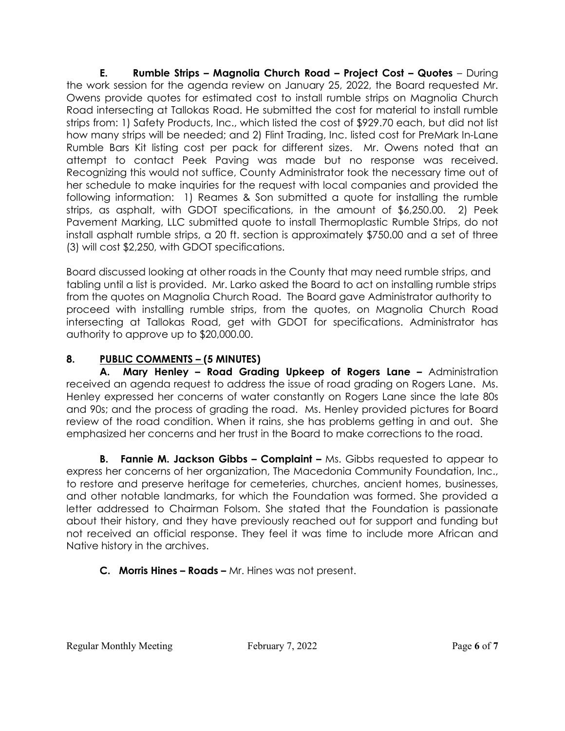**E. Rumble Strips – Magnolia Church Road – Project Cost – Quotes** – During the work session for the agenda review on January 25, 2022, the Board requested Mr. Owens provide quotes for estimated cost to install rumble strips on Magnolia Church Road intersecting at Tallokas Road. He submitted the cost for material to install rumble strips from: 1) Safety Products, Inc., which listed the cost of $929.70 each, but did not list how many strips will be needed; and 2) Flint Trading, Inc. listed cost for PreMark In-Lane Rumble Bars Kit listing cost per pack for different sizes. Mr. Owens noted that an attempt to contact Peek Paving was made but no response was received. Recognizing this would not suffice, County Administrator took the necessary time out of her schedule to make inquiries for the request with local companies and provided the following information: 1) Reames & Son submitted a quote for installing the rumble strips, as asphalt, with GDOT specifications, in the amount of $6,250.00. 2) Peek Pavement Marking, LLC submitted quote to install Thermoplastic Rumble Strips, do not install asphalt rumble strips, a 20 ft. section is approximately $750.00 and a set of three (3) will cost $2,250, with GDOT specifications.

Board discussed looking at other roads in the County that may need rumble strips, and tabling until a list is provided. Mr. Larko asked the Board to act on installing rumble strips from the quotes on Magnolia Church Road. The Board gave Administrator authority to proceed with installing rumble strips, from the quotes, on Magnolia Church Road intersecting at Tallokas Road, get with GDOT for specifications. Administrator has authority to approve up to $20,000.00.

## 8. PUBLIC COMMENTS – (5 MINUTES)

**A. Mary Henley – Road Grading Upkeep of Rogers Lane –** Administration received an agenda request to address the issue of road grading on Rogers Lane. Ms. Henley expressed her concerns of water constantly on Rogers Lane since the late 80s and 90s; and the process of grading the road. Ms. Henley provided pictures for Board review of the road condition. When it rains, she has problems getting in and out. She emphasized her concerns and her trust in the Board to make corrections to the road.

**B. Fannie M. Jackson Gibbs – Complaint –** Ms. Gibbs requested to appear to express her concerns of her organization, The Macedonia Community Foundation, Inc., to restore and preserve heritage for cemeteries, churches, ancient homes, businesses, and other notable landmarks, for which the Foundation was formed. She provided a letter addressed to Chairman Folsom. She stated that the Foundation is passionate about their history, and they have previously reached out for support and funding but not received an official response. They feel it was time to include more African and Native history in the archives.

**C. Morris Hines – Roads –** Mr. Hines was not present.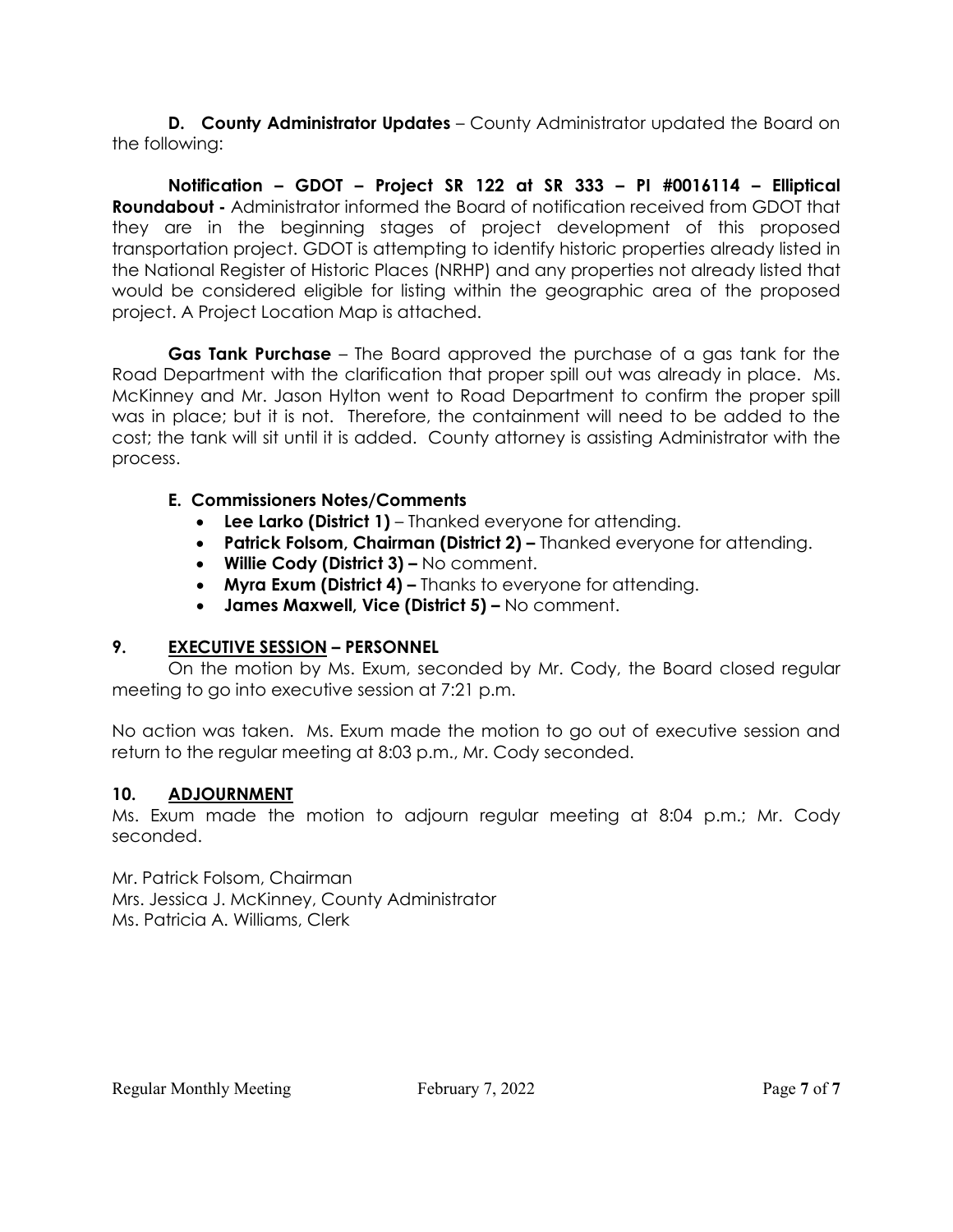**D. County Administrator Updates** – County Administrator updated the Board on the following:

**Notification – GDOT – Project SR 122 at SR 333 – PI #0016114 – Elliptical Roundabout -** Administrator informed the Board of notification received from GDOT that they are in the beginning stages of project development of this proposed transportation project. GDOT is attempting to identify historic properties already listed in the National Register of Historic Places (NRHP) and any properties not already listed that would be considered eligible for listing within the geographic area of the proposed project. A Project Location Map is attached.

**Gas Tank Purchase** – The Board approved the purchase of a gas tank for the Road Department with the clarification that proper spill out was already in place. Ms. McKinney and Mr. Jason Hylton went to Road Department to confirm the proper spill was in place; but it is not. Therefore, the containment will need to be added to the cost; the tank will sit until it is added. County attorney is assisting Administrator with the process.

**E. Commissioners Notes/Comments**

- **Lee Larko (District 1)** – Thanked everyone for attending.
- **Patrick Folsom, Chairman (District 2) –** Thanked everyone for attending.
- **Willie Cody (District 3) –** No comment.
- **Myra Exum (District 4) –** Thanks to everyone for attending.
- **James Maxwell, Vice (District 5) –** No comment.

## 9. EXECUTIVE SESSION – PERSONNEL

On the motion by Ms. Exum, seconded by Mr. Cody, the Board closed regular meeting to go into executive session at 7:21 p.m.

No action was taken. Ms. Exum made the motion to go out of executive session and return to the regular meeting at 8:03 p.m., Mr. Cody seconded.

## 10. ADJOURNMENT

Ms. Exum made the motion to adjourn regular meeting at 8:04 p.m.; Mr. Cody seconded.

Mr. Patrick Folsom, Chairman
Mrs. Jessica J. McKinney, County Administrator
Ms. Patricia A. Williams, Clerk